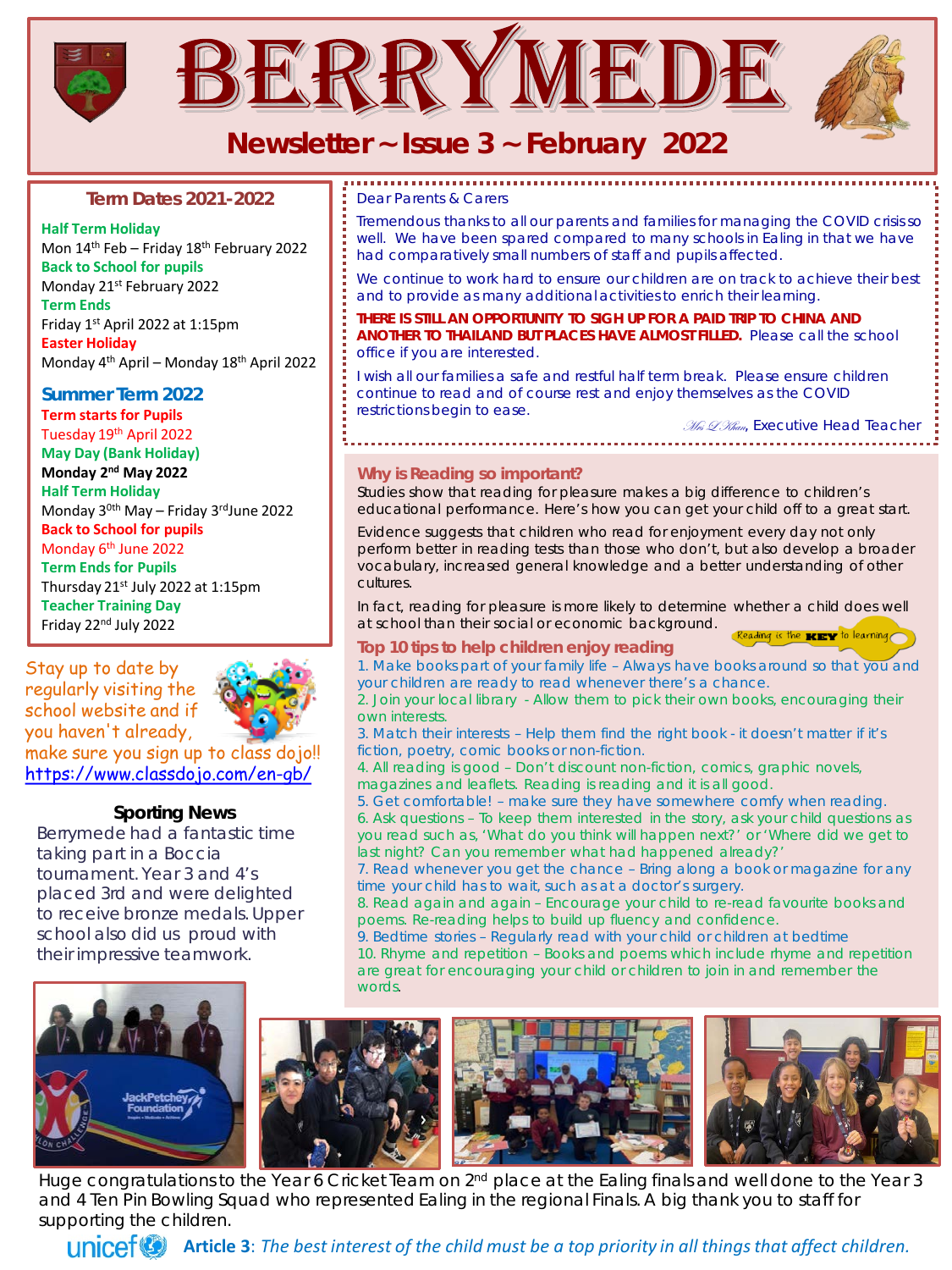# BERRYMEDE

## Newsletter ~ Issue 3 ~ February 2022

### Term Dates 2021-2022

**Half Term Holiday**
Mon 14th Feb – Friday 18th February 2022
**Back to School for pupils**
Monday 21st February 2022
**Term Ends**
Friday 1st April 2022 at 1:15pm
**Easter Holiday**
Monday 4th April – Monday 18th April 2022

### Summer Term 2022

**Term starts for Pupils**
Tuesday 19th April 2022
**May Day (Bank Holiday)**
**Monday 2nd May 2022**
**Half Term Holiday**
Monday 30th May – Friday 3rd June 2022
**Back to School for pupils**
Monday 6th June 2022
**Term Ends for Pupils**
Thursday 21st July 2022 at 1:15pm
**Teacher Training Day**
Friday 22nd July 2022

Stay up to date by regularly visiting the school website and if you haven't already, make sure you sign up to class dojo!!
https://www.classdojo.com/en-gb/

### Sporting News

Berrymede had a fantastic time taking part in a Boccia tournament. Year 3 and 4's placed 3rd and were delighted to receive bronze medals. Upper school also did us proud with their impressive teamwork.

Dear Parents & Carers

Tremendous thanks to all our parents and families for managing the COVID crisis so well. We have been spared compared to many schools in Ealing in that we have had comparatively small numbers of staff and pupils affected.

We continue to work hard to ensure our children are on track to achieve their best and to provide as many additional activities to enrich their learning.

**THERE IS STILL AN OPPORTUNITY TO SIGH UP FOR A PAID TRIP TO CHINA AND ANOTHER TO THAILAND BUT PLACES HAVE ALMOST FILLED.** Please call the school office if you are interested.

I wish all our families a safe and restful half term break. Please ensure children continue to read and of course rest and enjoy themselves as the COVID restrictions begin to ease.

*Mrs L Khan*, Executive Head Teacher

### Why is Reading so important?

Studies show that reading for pleasure makes a big difference to children's educational performance. Here's how you can get your child off to a great start.

Evidence suggests that children who read for enjoyment every day not only perform better in reading tests than those who don't, but also develop a broader vocabulary, increased general knowledge and a better understanding of other cultures.

In fact, reading for pleasure is more likely to determine whether a child does well at school than their social or economic background.

Reading is the KEY to learning

### Top 10 tips to help children enjoy reading

1. Make books part of your family life – Always have books around so that you and your children are ready to read whenever there's a chance.
2. Join your local library - Allow them to pick their own books, encouraging their own interests.
3. Match their interests – Help them find the right book - it doesn't matter if it's fiction, poetry, comic books or non-fiction.
4. All reading is good – Don't discount non-fiction, comics, graphic novels, magazines and leaflets. Reading is reading and it is all good.
5. Get comfortable! – make sure they have somewhere comfy when reading.
6. Ask questions – To keep them interested in the story, ask your child questions as you read such as, 'What do you think will happen next?' or 'Where did we get to last night? Can you remember what had happened already?'
7. Read whenever you get the chance – Bring along a book or magazine for any time your child has to wait, such as at a doctor's surgery.
8. Read again and again – Encourage your child to re-read favourite books and poems. Re-reading helps to build up fluency and confidence.
9. Bedtime stories – Regularly read with your child or children at bedtime
10. Rhyme and repetition – Books and poems which include rhyme and repetition are great for encouraging your child or children to join in and remember the words.

Huge congratulations to the Year 6 Cricket Team on 2nd place at the Ealing finals and well done to the Year 3 and 4 Ten Pin Bowling Squad who represented Ealing in the regional Finals. A big thank you to staff for supporting the children.

unicef **Article 3**: *The best interest of the child must be a top priority in all things that affect children.*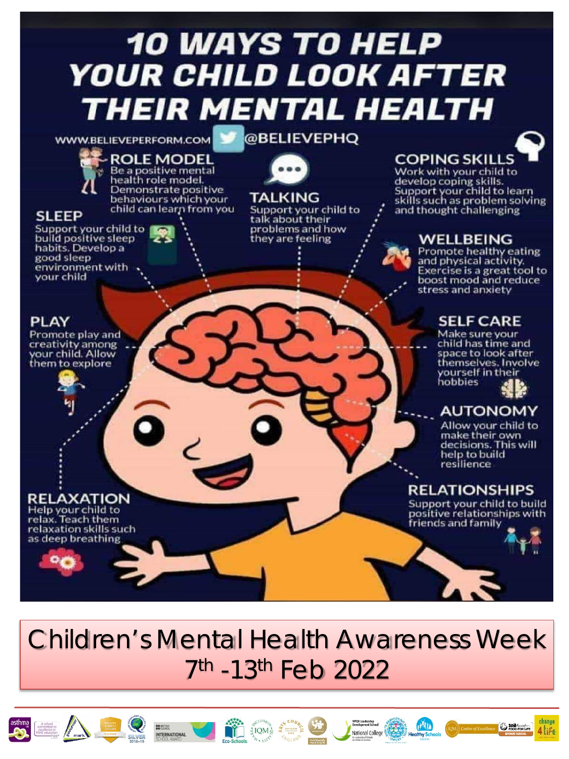# 10 WAYS TO HELP YOUR CHILD LOOK AFTER THEIR MENTAL HEALTH

WWW.BELIEVEPERFORM.COM @BELIEVEPHQ

**ROLE MODEL**
Be a positive mental health role model. Demonstrate positive behaviours which your child can learn from you

**TALKING**
Support your child to talk about their problems and how they are feeling

**COPING SKILLS**
Work with your child to develop coping skills. Support your child to learn skills such as problem solving and thought challenging

**SLEEP**
Support your child to build positive sleep habits. Develop a good sleep environment with your child

**WELLBEING**
Promote healthy eating and physical activity. Exercise is a great tool to boost mood and reduce stress and anxiety

**PLAY**
Promote play and creativity among your child. Allow them to explore

**SELF CARE**
Make sure your child has time and space to look after themselves. Involve yourself in their hobbies

**AUTONOMY**
Allow your child to make their own decisions. This will help to build resilience

**RELAXATION**
Help your child to relax. Teach them relaxation skills such as deep breathing

**RELATIONSHIPS**
Support your child to build positive relationships with friends and family

## Children's Mental Health Awareness Week
## 7th -13th Feb 2022